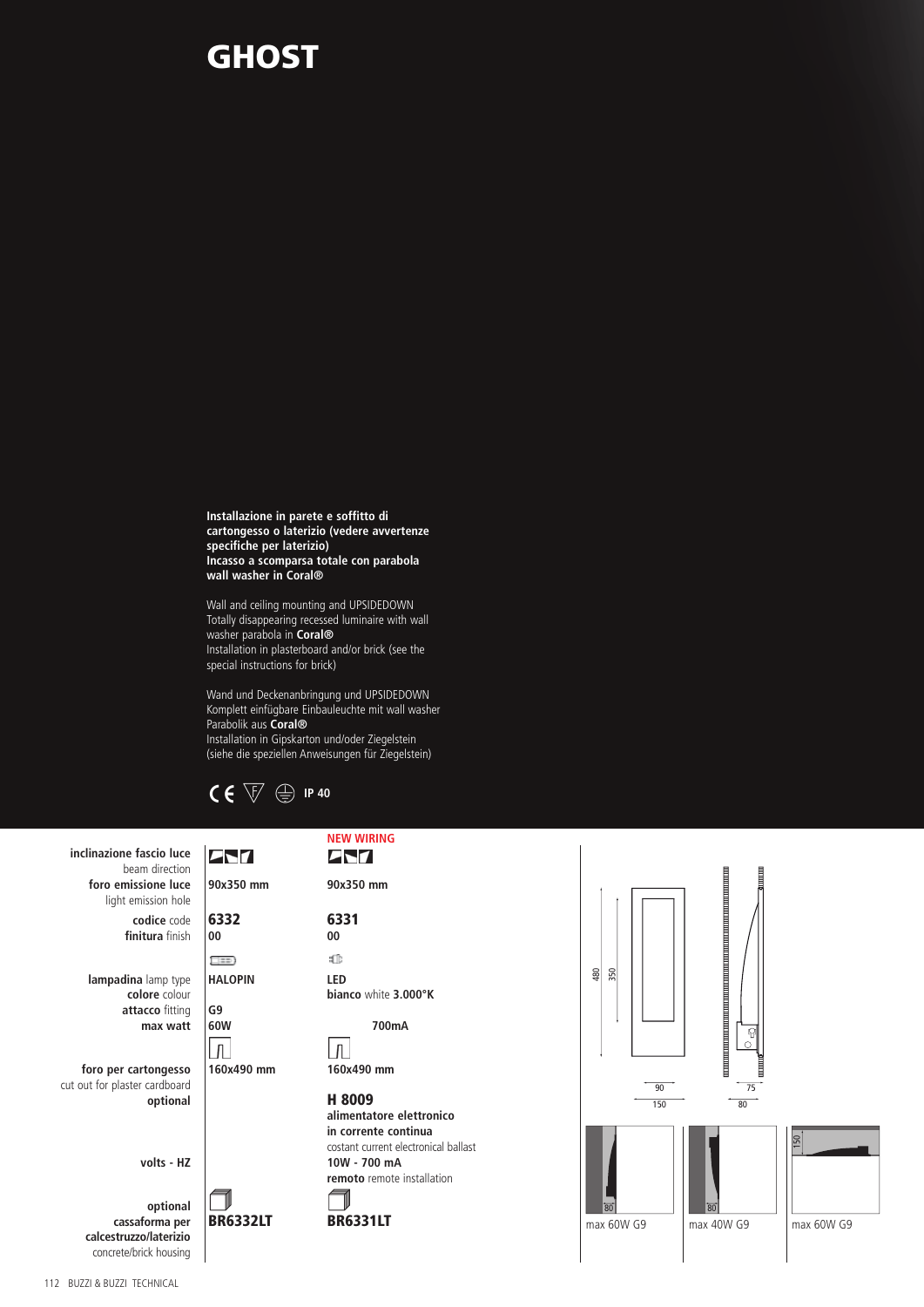# GHOST

**Installazione in parete e soffitto di cartongesso o laterizio (vedere avvertenze specifiche per laterizio)**
**Incasso a scomparsa totale con parabola wall washer in Coral®**

Wall and ceiling mounting and UPSIDEDOWN
Totally disappearing recessed luminaire with wall washer parabola in **Coral®**
Installation in plasterboard and/or brick (see the special instructions for brick)

Wand und Deckenanbringung und UPSIDEDOWN
Komplett einfügbare Einbauleuchte mit wall washer Parabolik aus **Coral®**
Installation in Gipskarton und/oder Ziegelstein
(siehe die speziellen Anweisungen für Ziegelstein)

CE F IP 40

| | | NEW WIRING |
|---|---|---|
| **inclinazione fascio luce** beam direction | | |
| **foro emissione luce** light emission hole | 90x350 mm | 90x350 mm |
| **codice** code | **6332** | **6331** |
| **finitura** finish | 00 | 00 |
| **lampadina** lamp type | HALOPIN | LED |
| **colore** colour | | **bianco** white **3.000°K** |
| **attacco** fitting | G9 | |
| **max watt** | 60W | 700mA |
| **foro per cartongesso** cut out for plaster cardboard | 160x490 mm | 160x490 mm |
| **optional** | | **H 8009** **alimentatore elettronico in corrente continua** costant current electronical ballast |
| **volts - HZ** | | 10W - 700 mA **remoto** remote installation |
| **optional cassaforma per calcestruzzo/laterizio** concrete/brick housing | **BR6332LT** | **BR6331LT** |

480 350 90 150 75 80

80 max 60W G9 | 80 max 40W G9 | 150 max 60W G9